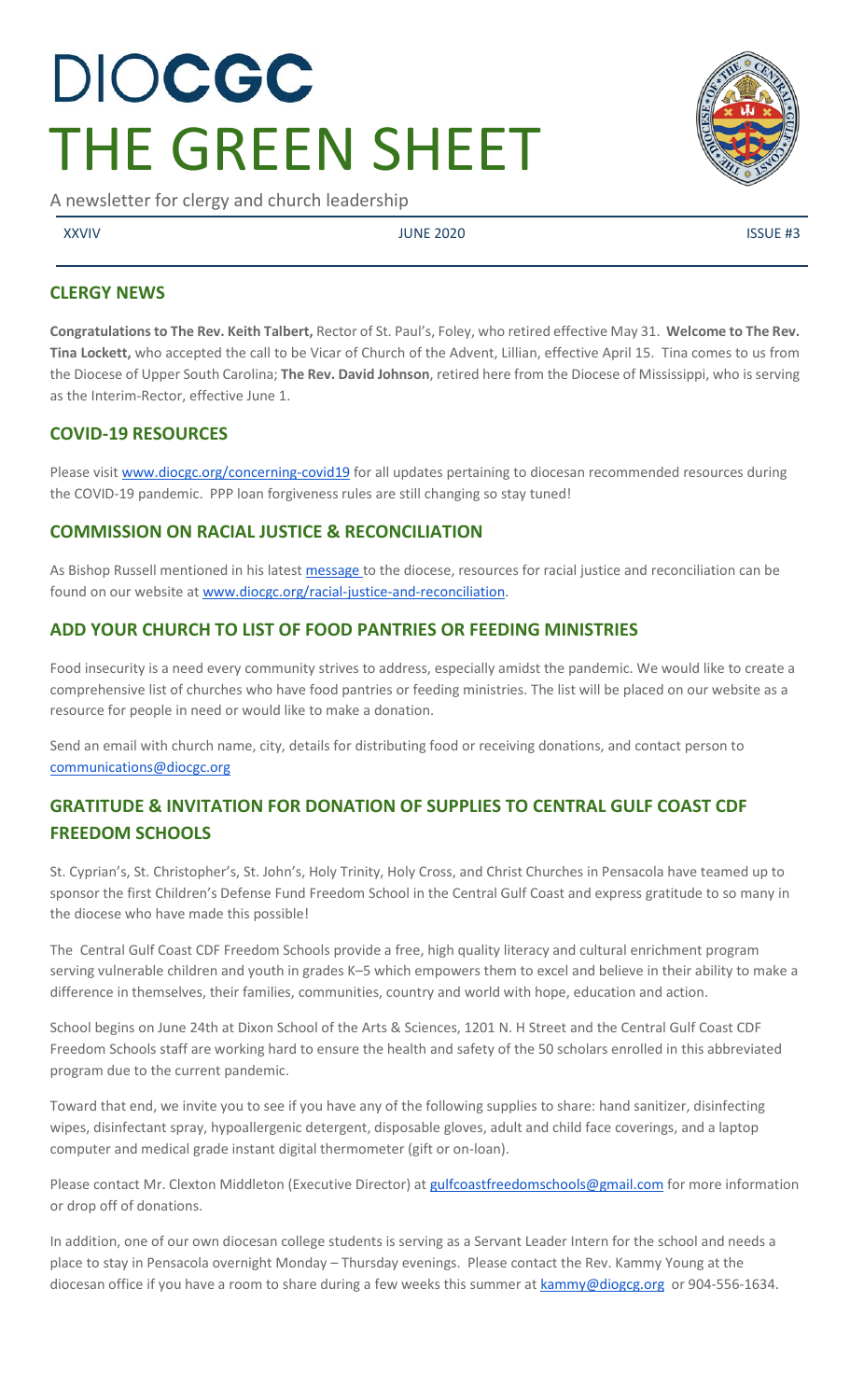# DIOCGC
# THE GREEN SHEET

A newsletter for clergy and church leadership

XXVIV | JUNE 2020 | ISSUE #3

## CLERGY NEWS

**Congratulations to The Rev. Keith Talbert,** Rector of St. Paul's, Foley, who retired effective May 31. **Welcome to The Rev. Tina Lockett,** who accepted the call to be Vicar of Church of the Advent, Lillian, effective April 15. Tina comes to us from the Diocese of Upper South Carolina; **The Rev. David Johnson**, retired here from the Diocese of Mississippi, who is serving as the Interim-Rector, effective June 1.

## COVID-19 RESOURCES

Please visit www.diocgc.org/concerning-covid19 for all updates pertaining to diocesan recommended resources during the COVID-19 pandemic. PPP loan forgiveness rules are still changing so stay tuned!

## COMMISSION ON RACIAL JUSTICE & RECONCILIATION

As Bishop Russell mentioned in his latest message to the diocese, resources for racial justice and reconciliation can be found on our website at www.diocgc.org/racial-justice-and-reconciliation.

## ADD YOUR CHURCH TO LIST OF FOOD PANTRIES OR FEEDING MINISTRIES

Food insecurity is a need every community strives to address, especially amidst the pandemic. We would like to create a comprehensive list of churches who have food pantries or feeding ministries. The list will be placed on our website as a resource for people in need or would like to make a donation.

Send an email with church name, city, details for distributing food or receiving donations, and contact person to communications@diocgc.org

## GRATITUDE & INVITATION FOR DONATION OF SUPPLIES TO CENTRAL GULF COAST CDF FREEDOM SCHOOLS

St. Cyprian's, St. Christopher's, St. John's, Holy Trinity, Holy Cross, and Christ Churches in Pensacola have teamed up to sponsor the first Children's Defense Fund Freedom School in the Central Gulf Coast and express gratitude to so many in the diocese who have made this possible!

The Central Gulf Coast CDF Freedom Schools provide a free, high quality literacy and cultural enrichment program serving vulnerable children and youth in grades K–5 which empowers them to excel and believe in their ability to make a difference in themselves, their families, communities, country and world with hope, education and action.

School begins on June 24th at Dixon School of the Arts & Sciences, 1201 N. H Street and the Central Gulf Coast CDF Freedom Schools staff are working hard to ensure the health and safety of the 50 scholars enrolled in this abbreviated program due to the current pandemic.

Toward that end, we invite you to see if you have any of the following supplies to share: hand sanitizer, disinfecting wipes, disinfectant spray, hypoallergenic detergent, disposable gloves, adult and child face coverings, and a laptop computer and medical grade instant digital thermometer (gift or on-loan).

Please contact Mr. Clexton Middleton (Executive Director) at gulfcoastfreedomschools@gmail.com for more information or drop off of donations.

In addition, one of our own diocesan college students is serving as a Servant Leader Intern for the school and needs a place to stay in Pensacola overnight Monday – Thursday evenings. Please contact the Rev. Kammy Young at the diocesan office if you have a room to share during a few weeks this summer at kammy@diogcg.org or 904-556-1634.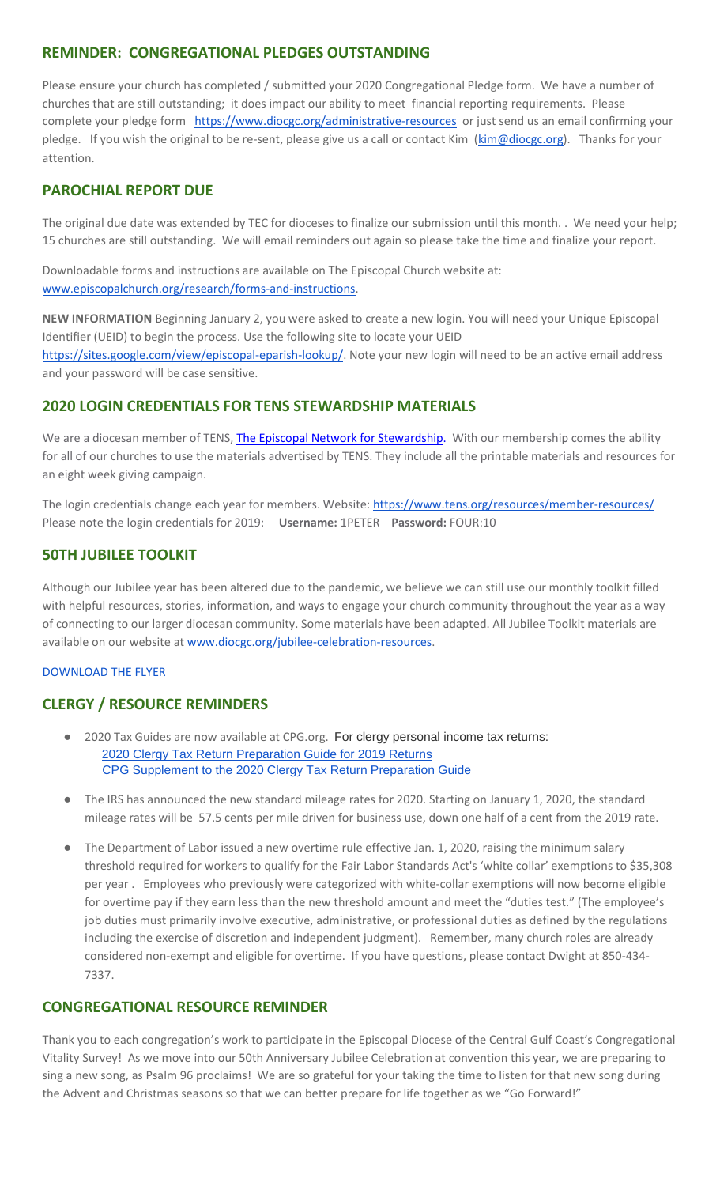## REMINDER: CONGREGATIONAL PLEDGES OUTSTANDING

Please ensure your church has completed / submitted your 2020 Congregational Pledge form. We have a number of churches that are still outstanding; it does impact our ability to meet financial reporting requirements. Please complete your pledge form https://www.diocgc.org/administrative-resources or just send us an email confirming your pledge. If you wish the original to be re-sent, please give us a call or contact Kim (kim@diocgc.org). Thanks for your attention.

## PAROCHIAL REPORT DUE

The original due date was extended by TEC for dioceses to finalize our submission until this month. . We need your help; 15 churches are still outstanding. We will email reminders out again so please take the time and finalize your report.

Downloadable forms and instructions are available on The Episcopal Church website at: www.episcopalchurch.org/research/forms-and-instructions.

**NEW INFORMATION** Beginning January 2, you were asked to create a new login. You will need your Unique Episcopal Identifier (UEID) to begin the process. Use the following site to locate your UEID https://sites.google.com/view/episcopal-eparish-lookup/. Note your new login will need to be an active email address and your password will be case sensitive.

## 2020 LOGIN CREDENTIALS FOR TENS STEWARDSHIP MATERIALS

We are a diocesan member of TENS, The Episcopal Network for Stewardship. With our membership comes the ability for all of our churches to use the materials advertised by TENS. They include all the printable materials and resources for an eight week giving campaign.

The login credentials change each year for members. Website: https://www.tens.org/resources/member-resources/
Please note the login credentials for 2019: **Username:** 1PETER **Password:** FOUR:10

## 50TH JUBILEE TOOLKIT

Although our Jubilee year has been altered due to the pandemic, we believe we can still use our monthly toolkit filled with helpful resources, stories, information, and ways to engage your church community throughout the year as a way of connecting to our larger diocesan community. Some materials have been adapted. All Jubilee Toolkit materials are available on our website at www.diocgc.org/jubilee-celebration-resources.

DOWNLOAD THE FLYER

## CLERGY / RESOURCE REMINDERS

- 2020 Tax Guides are now available at CPG.org. For clergy personal income tax returns:
  2020 Clergy Tax Return Preparation Guide for 2019 Returns
  CPG Supplement to the 2020 Clergy Tax Return Preparation Guide
- The IRS has announced the new standard mileage rates for 2020. Starting on January 1, 2020, the standard mileage rates will be 57.5 cents per mile driven for business use, down one half of a cent from the 2019 rate.
- The Department of Labor issued a new overtime rule effective Jan. 1, 2020, raising the minimum salary threshold required for workers to qualify for the Fair Labor Standards Act's 'white collar' exemptions to $35,308 per year . Employees who previously were categorized with white-collar exemptions will now become eligible for overtime pay if they earn less than the new threshold amount and meet the "duties test." (The employee's job duties must primarily involve executive, administrative, or professional duties as defined by the regulations including the exercise of discretion and independent judgment). Remember, many church roles are already considered non-exempt and eligible for overtime. If you have questions, please contact Dwight at 850-434-7337.

## CONGREGATIONAL RESOURCE REMINDER

Thank you to each congregation's work to participate in the Episcopal Diocese of the Central Gulf Coast's Congregational Vitality Survey! As we move into our 50th Anniversary Jubilee Celebration at convention this year, we are preparing to sing a new song, as Psalm 96 proclaims! We are so grateful for your taking the time to listen for that new song during the Advent and Christmas seasons so that we can better prepare for life together as we "Go Forward!"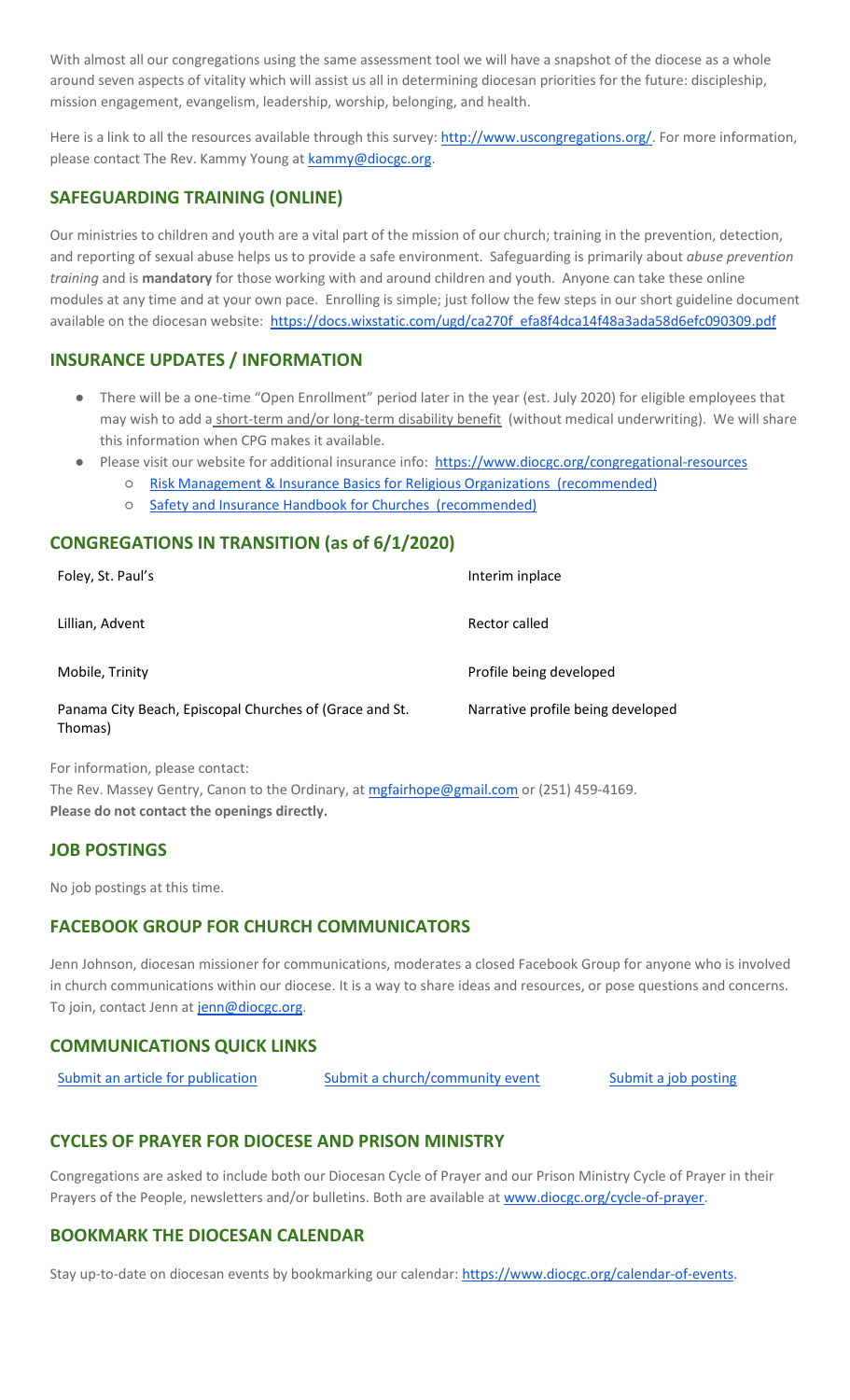With almost all our congregations using the same assessment tool we will have a snapshot of the diocese as a whole around seven aspects of vitality which will assist us all in determining diocesan priorities for the future: discipleship, mission engagement, evangelism, leadership, worship, belonging, and health.

Here is a link to all the resources available through this survey: http://www.uscongregations.org/. For more information, please contact The Rev. Kammy Young at kammy@diocgc.org.

## SAFEGUARDING TRAINING (ONLINE)

Our ministries to children and youth are a vital part of the mission of our church; training in the prevention, detection, and reporting of sexual abuse helps us to provide a safe environment. Safeguarding is primarily about *abuse prevention training* and is **mandatory** for those working with and around children and youth. Anyone can take these online modules at any time and at your own pace. Enrolling is simple; just follow the few steps in our short guideline document available on the diocesan website: https://docs.wixstatic.com/ugd/ca270f_efa8f4dca14f48a3ada58d6efc090309.pdf

## INSURANCE UPDATES / INFORMATION

- There will be a one-time "Open Enrollment" period later in the year (est. July 2020) for eligible employees that may wish to add a short-term and/or long-term disability benefit (without medical underwriting). We will share this information when CPG makes it available.
- Please visit our website for additional insurance info: https://www.diocgc.org/congregational-resources
  - Risk Management & Insurance Basics for Religious Organizations (recommended)
  - Safety and Insurance Handbook for Churches (recommended)

## CONGREGATIONS IN TRANSITION (as of 6/1/2020)

| | |
|---|---|
| Foley, St. Paul's | Interim inplace |
| Lillian, Advent | Rector called |
| Mobile, Trinity | Profile being developed |
| Panama City Beach, Episcopal Churches of (Grace and St. Thomas) | Narrative profile being developed |

For information, please contact:
The Rev. Massey Gentry, Canon to the Ordinary, at mgfairhope@gmail.com or (251) 459-4169.
**Please do not contact the openings directly.**

## JOB POSTINGS

No job postings at this time.

## FACEBOOK GROUP FOR CHURCH COMMUNICATORS

Jenn Johnson, diocesan missioner for communications, moderates a closed Facebook Group for anyone who is involved in church communications within our diocese. It is a way to share ideas and resources, or pose questions and concerns. To join, contact Jenn at jenn@diocgc.org.

## COMMUNICATIONS QUICK LINKS

Submit an article for publication    Submit a church/community event    Submit a job posting

## CYCLES OF PRAYER FOR DIOCESE AND PRISON MINISTRY

Congregations are asked to include both our Diocesan Cycle of Prayer and our Prison Ministry Cycle of Prayer in their Prayers of the People, newsletters and/or bulletins. Both are available at www.diocgc.org/cycle-of-prayer.

## BOOKMARK THE DIOCESAN CALENDAR

Stay up-to-date on diocesan events by bookmarking our calendar: https://www.diocgc.org/calendar-of-events.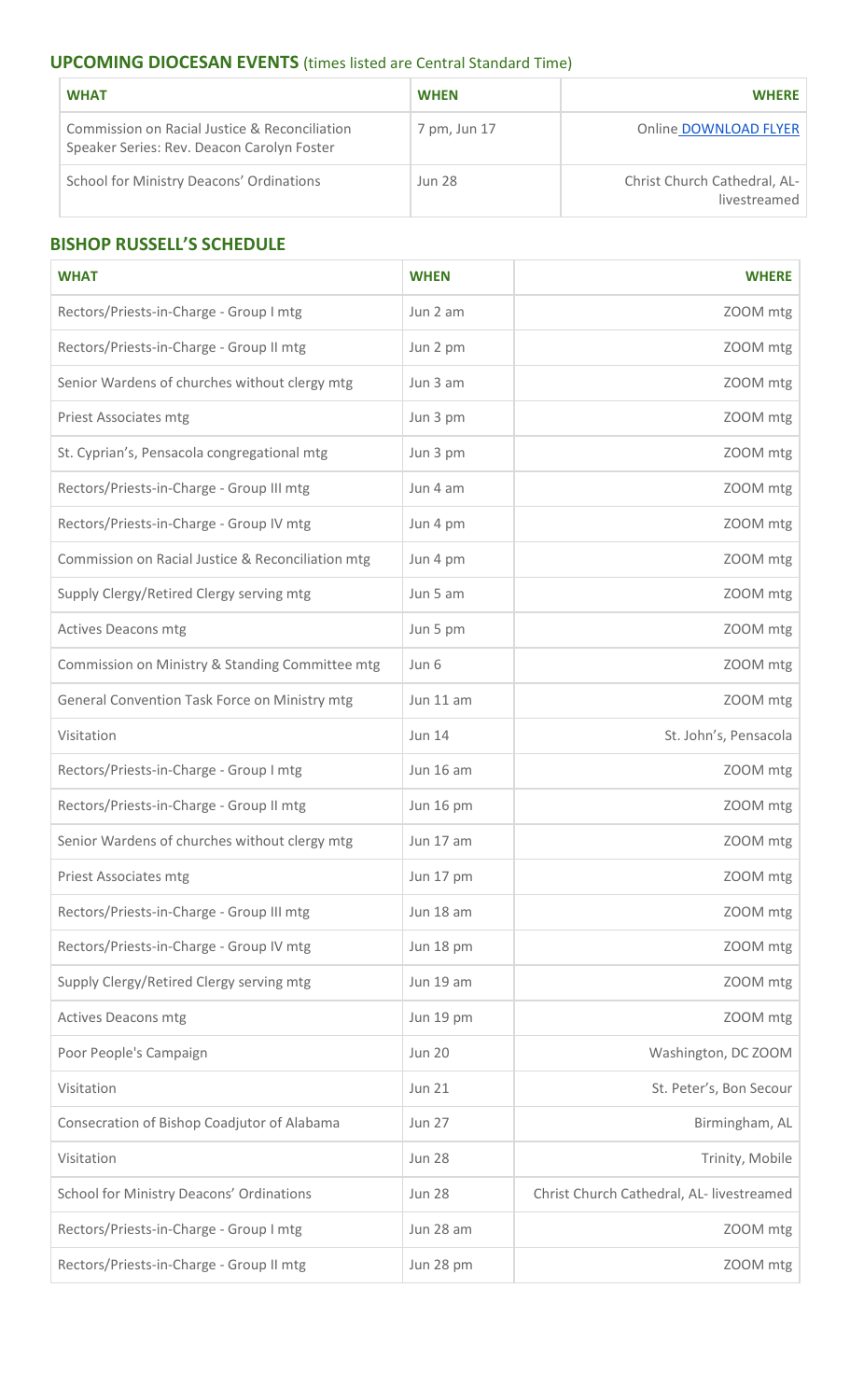## UPCOMING DIOCESAN EVENTS (times listed are Central Standard Time)

| WHAT | WHEN | WHERE |
|---|---|---|
| Commission on Racial Justice & Reconciliation Speaker Series: Rev. Deacon Carolyn Foster | 7 pm, Jun 17 | Online DOWNLOAD FLYER |
| School for Ministry Deacons' Ordinations | Jun 28 | Christ Church Cathedral, AL- livestreamed |

## BISHOP RUSSELL'S SCHEDULE

| WHAT | WHEN | WHERE |
|---|---|---|
| Rectors/Priests-in-Charge - Group I mtg | Jun 2 am | ZOOM mtg |
| Rectors/Priests-in-Charge - Group II mtg | Jun 2 pm | ZOOM mtg |
| Senior Wardens of churches without clergy mtg | Jun 3 am | ZOOM mtg |
| Priest Associates mtg | Jun 3 pm | ZOOM mtg |
| St. Cyprian's, Pensacola congregational mtg | Jun 3 pm | ZOOM mtg |
| Rectors/Priests-in-Charge - Group III mtg | Jun 4 am | ZOOM mtg |
| Rectors/Priests-in-Charge - Group IV mtg | Jun 4 pm | ZOOM mtg |
| Commission on Racial Justice & Reconciliation mtg | Jun 4 pm | ZOOM mtg |
| Supply Clergy/Retired Clergy serving mtg | Jun 5 am | ZOOM mtg |
| Actives Deacons mtg | Jun 5 pm | ZOOM mtg |
| Commission on Ministry & Standing Committee mtg | Jun 6 | ZOOM mtg |
| General Convention Task Force on Ministry mtg | Jun 11 am | ZOOM mtg |
| Visitation | Jun 14 | St. John's, Pensacola |
| Rectors/Priests-in-Charge - Group I mtg | Jun 16 am | ZOOM mtg |
| Rectors/Priests-in-Charge - Group II mtg | Jun 16 pm | ZOOM mtg |
| Senior Wardens of churches without clergy mtg | Jun 17 am | ZOOM mtg |
| Priest Associates mtg | Jun 17 pm | ZOOM mtg |
| Rectors/Priests-in-Charge - Group III mtg | Jun 18 am | ZOOM mtg |
| Rectors/Priests-in-Charge - Group IV mtg | Jun 18 pm | ZOOM mtg |
| Supply Clergy/Retired Clergy serving mtg | Jun 19 am | ZOOM mtg |
| Actives Deacons mtg | Jun 19 pm | ZOOM mtg |
| Poor People's Campaign | Jun 20 | Washington, DC ZOOM |
| Visitation | Jun 21 | St. Peter's, Bon Secour |
| Consecration of Bishop Coadjutor of Alabama | Jun 27 | Birmingham, AL |
| Visitation | Jun 28 | Trinity, Mobile |
| School for Ministry Deacons' Ordinations | Jun 28 | Christ Church Cathedral, AL- livestreamed |
| Rectors/Priests-in-Charge - Group I mtg | Jun 28 am | ZOOM mtg |
| Rectors/Priests-in-Charge - Group II mtg | Jun 28 pm | ZOOM mtg |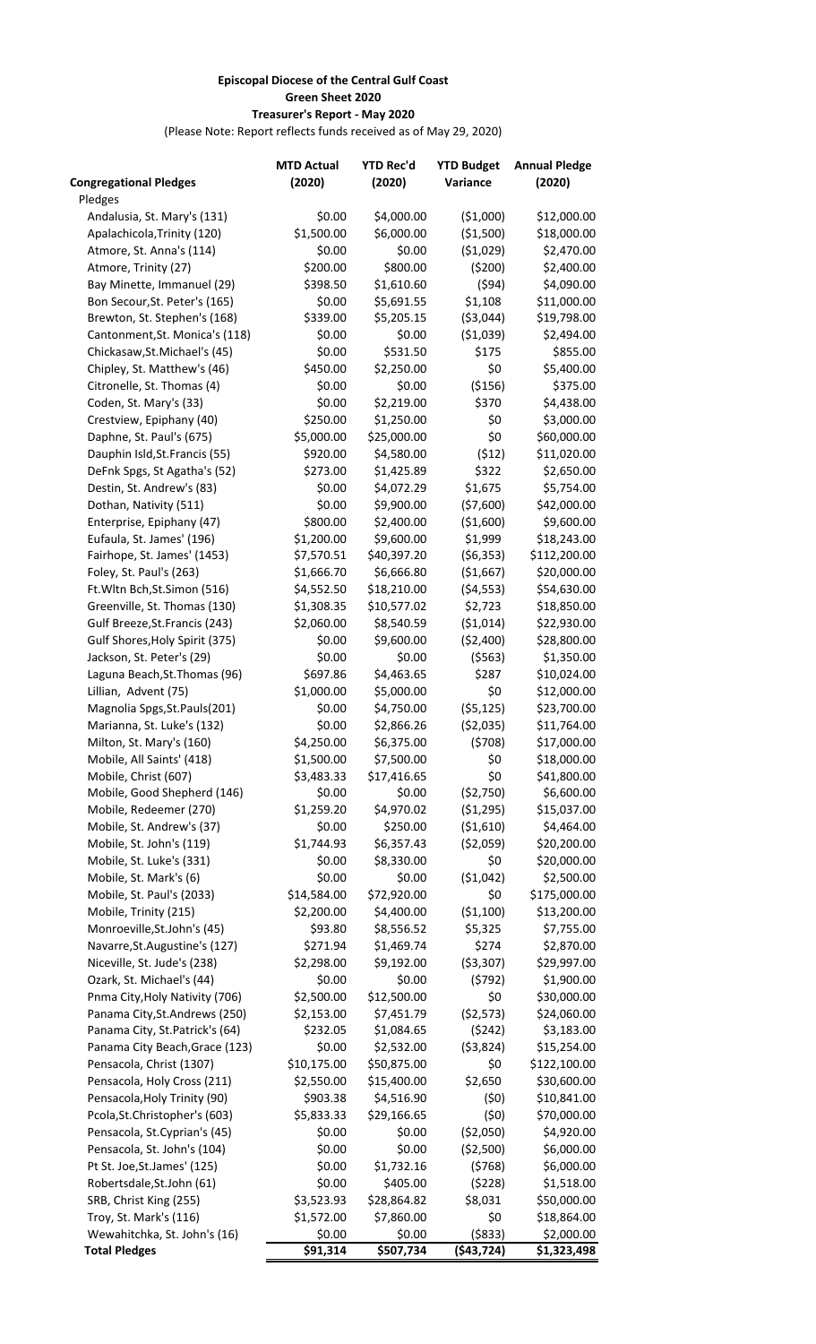**Episcopal Diocese of the Central Gulf Coast**

**Green Sheet 2020**

**Treasurer's Report - May 2020**

(Please Note: Report reflects funds received as of May 29, 2020)

| **Congregational Pledges** | **MTD Actual (2020)** | **YTD Rec'd (2020)** | **YTD Budget Variance** | **Annual Pledge (2020)** |
|---|---|---|---|---|
| Pledges | | | | |
| Andalusia, St. Mary's (131) | $0.00 | $4,000.00 | ($1,000) | $12,000.00 |
| Apalachicola,Trinity (120) | $1,500.00 | $6,000.00 | ($1,500) | $18,000.00 |
| Atmore, St. Anna's (114) | $0.00 | $0.00 | ($1,029) | $2,470.00 |
| Atmore, Trinity (27) | $200.00 | $800.00 | ($200) | $2,400.00 |
| Bay Minette, Immanuel (29) | $398.50 | $1,610.60 | ($94) | $4,090.00 |
| Bon Secour,St. Peter's (165) | $0.00 | $5,691.55 | $1,108 | $11,000.00 |
| Brewton, St. Stephen's (168) | $339.00 | $5,205.15 | ($3,044) | $19,798.00 |
| Cantonment,St. Monica's (118) | $0.00 | $0.00 | ($1,039) | $2,494.00 |
| Chickasaw,St.Michael's (45) | $0.00 | $531.50 | $175 | $855.00 |
| Chipley, St. Matthew's (46) | $450.00 | $2,250.00 | $0 | $5,400.00 |
| Citronelle, St. Thomas (4) | $0.00 | $0.00 | ($156) | $375.00 |
| Coden, St. Mary's (33) | $0.00 | $2,219.00 | $370 | $4,438.00 |
| Crestview, Epiphany (40) | $250.00 | $1,250.00 | $0 | $3,000.00 |
| Daphne, St. Paul's (675) | $5,000.00 | $25,000.00 | $0 | $60,000.00 |
| Dauphin Isld,St.Francis (55) | $920.00 | $4,580.00 | ($12) | $11,020.00 |
| DeFnk Spgs, St Agatha's (52) | $273.00 | $1,425.89 | $322 | $2,650.00 |
| Destin, St. Andrew's (83) | $0.00 | $4,072.29 | $1,675 | $5,754.00 |
| Dothan, Nativity (511) | $0.00 | $9,900.00 | ($7,600) | $42,000.00 |
| Enterprise, Epiphany (47) | $800.00 | $2,400.00 | ($1,600) | $9,600.00 |
| Eufaula, St. James' (196) | $1,200.00 | $9,600.00 | $1,999 | $18,243.00 |
| Fairhope, St. James' (1453) | $7,570.51 | $40,397.20 | ($6,353) | $112,200.00 |
| Foley, St. Paul's (263) | $1,666.70 | $6,666.80 | ($1,667) | $20,000.00 |
| Ft.Wltn Bch,St.Simon (516) | $4,552.50 | $18,210.00 | ($4,553) | $54,630.00 |
| Greenville, St. Thomas (130) | $1,308.35 | $10,577.02 | $2,723 | $18,850.00 |
| Gulf Breeze,St.Francis (243) | $2,060.00 | $8,540.59 | ($1,014) | $22,930.00 |
| Gulf Shores,Holy Spirit (375) | $0.00 | $9,600.00 | ($2,400) | $28,800.00 |
| Jackson, St. Peter's (29) | $0.00 | $0.00 | ($563) | $1,350.00 |
| Laguna Beach,St.Thomas (96) | $697.86 | $4,463.65 | $287 | $10,024.00 |
| Lillian, Advent (75) | $1,000.00 | $5,000.00 | $0 | $12,000.00 |
| Magnolia Spgs,St.Pauls(201) | $0.00 | $4,750.00 | ($5,125) | $23,700.00 |
| Marianna, St. Luke's (132) | $0.00 | $2,866.26 | ($2,035) | $11,764.00 |
| Milton, St. Mary's (160) | $4,250.00 | $6,375.00 | ($708) | $17,000.00 |
| Mobile, All Saints' (418) | $1,500.00 | $7,500.00 | $0 | $18,000.00 |
| Mobile, Christ (607) | $3,483.33 | $17,416.65 | $0 | $41,800.00 |
| Mobile, Good Shepherd (146) | $0.00 | $0.00 | ($2,750) | $6,600.00 |
| Mobile, Redeemer (270) | $1,259.20 | $4,970.02 | ($1,295) | $15,037.00 |
| Mobile, St. Andrew's (37) | $0.00 | $250.00 | ($1,610) | $4,464.00 |
| Mobile, St. John's (119) | $1,744.93 | $6,357.43 | ($2,059) | $20,200.00 |
| Mobile, St. Luke's (331) | $0.00 | $8,330.00 | $0 | $20,000.00 |
| Mobile, St. Mark's (6) | $0.00 | $0.00 | ($1,042) | $2,500.00 |
| Mobile, St. Paul's (2033) | $14,584.00 | $72,920.00 | $0 | $175,000.00 |
| Mobile, Trinity (215) | $2,200.00 | $4,400.00 | ($1,100) | $13,200.00 |
| Monroeville,St.John's (45) | $93.80 | $8,556.52 | $5,325 | $7,755.00 |
| Navarre,St.Augustine's (127) | $271.94 | $1,469.74 | $274 | $2,870.00 |
| Niceville, St. Jude's (238) | $2,298.00 | $9,192.00 | ($3,307) | $29,997.00 |
| Ozark, St. Michael's (44) | $0.00 | $0.00 | ($792) | $1,900.00 |
| Pnma City,Holy Nativity (706) | $2,500.00 | $12,500.00 | $0 | $30,000.00 |
| Panama City,St.Andrews (250) | $2,153.00 | $7,451.79 | ($2,573) | $24,060.00 |
| Panama City, St.Patrick's (64) | $232.05 | $1,084.65 | ($242) | $3,183.00 |
| Panama City Beach,Grace (123) | $0.00 | $2,532.00 | ($3,824) | $15,254.00 |
| Pensacola, Christ (1307) | $10,175.00 | $50,875.00 | $0 | $122,100.00 |
| Pensacola, Holy Cross (211) | $2,550.00 | $15,400.00 | $2,650 | $30,600.00 |
| Pensacola,Holy Trinity (90) | $903.38 | $4,516.90 | ($0) | $10,841.00 |
| Pcola,St.Christopher's (603) | $5,833.33 | $29,166.65 | ($0) | $70,000.00 |
| Pensacola, St.Cyprian's (45) | $0.00 | $0.00 | ($2,050) | $4,920.00 |
| Pensacola, St. John's (104) | $0.00 | $0.00 | ($2,500) | $6,000.00 |
| Pt St. Joe,St.James' (125) | $0.00 | $1,732.16 | ($768) | $6,000.00 |
| Robertsdale,St.John (61) | $0.00 | $405.00 | ($228) | $1,518.00 |
| SRB, Christ King (255) | $3,523.93 | $28,864.82 | $8,031 | $50,000.00 |
| Troy, St. Mark's (116) | $1,572.00 | $7,860.00 | $0 | $18,864.00 |
| Wewahitchka, St. John's (16) | $0.00 | $0.00 | ($833) | $2,000.00 |
| **Total Pledges** | **$91,314** | **$507,734** | **($43,724)** | **$1,323,498** |